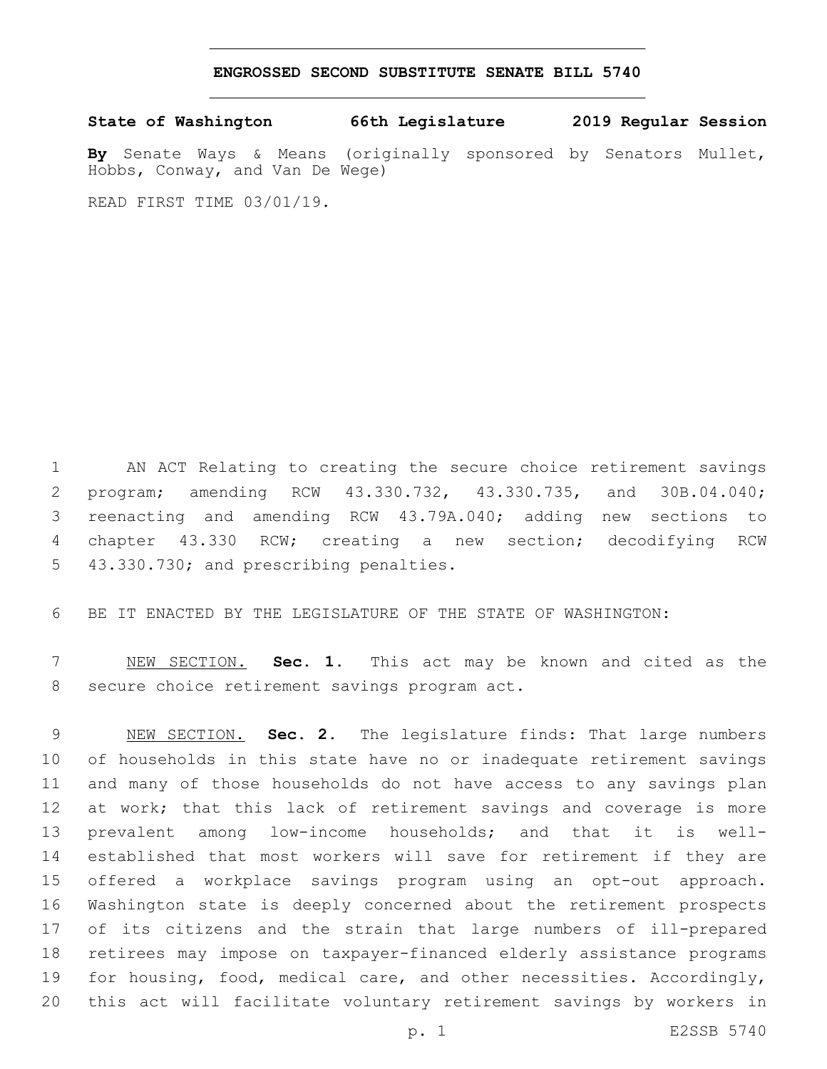# ENGROSSED SECOND SUBSTITUTE SENATE BILL 5740

**State of Washington 66th Legislature 2019 Regular Session**

**By** Senate Ways & Means (originally sponsored by Senators Mullet, Hobbs, Conway, and Van De Wege)

READ FIRST TIME 03/01/19.

AN ACT Relating to creating the secure choice retirement savings program; amending RCW 43.330.732, 43.330.735, and 30B.04.040; reenacting and amending RCW 43.79A.040; adding new sections to chapter 43.330 RCW; creating a new section; decodifying RCW 43.330.730; and prescribing penalties.

BE IT ENACTED BY THE LEGISLATURE OF THE STATE OF WASHINGTON:

NEW SECTION. **Sec. 1.** This act may be known and cited as the secure choice retirement savings program act.

NEW SECTION. **Sec. 2.** The legislature finds: That large numbers of households in this state have no or inadequate retirement savings and many of those households do not have access to any savings plan at work; that this lack of retirement savings and coverage is more prevalent among low-income households; and that it is well-established that most workers will save for retirement if they are offered a workplace savings program using an opt-out approach. Washington state is deeply concerned about the retirement prospects of its citizens and the strain that large numbers of ill-prepared retirees may impose on taxpayer-financed elderly assistance programs for housing, food, medical care, and other necessities. Accordingly, this act will facilitate voluntary retirement savings by workers in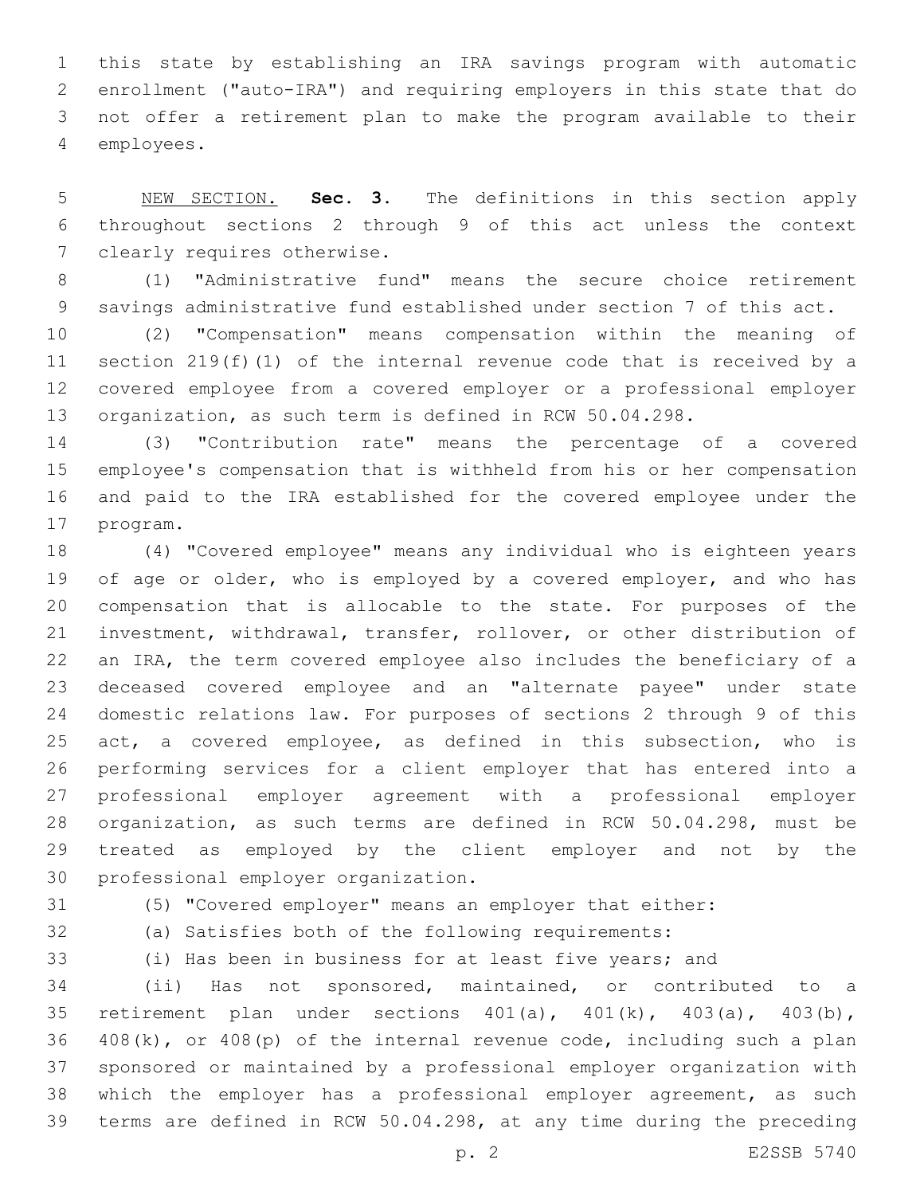this state by establishing an IRA savings program with automatic enrollment ("auto-IRA") and requiring employers in this state that do not offer a retirement plan to make the program available to their employees.

NEW SECTION. **Sec. 3.** The definitions in this section apply throughout sections 2 through 9 of this act unless the context clearly requires otherwise.

(1) "Administrative fund" means the secure choice retirement savings administrative fund established under section 7 of this act.

(2) "Compensation" means compensation within the meaning of section 219(f)(1) of the internal revenue code that is received by a covered employee from a covered employer or a professional employer organization, as such term is defined in RCW 50.04.298.

(3) "Contribution rate" means the percentage of a covered employee's compensation that is withheld from his or her compensation and paid to the IRA established for the covered employee under the program.

(4) "Covered employee" means any individual who is eighteen years of age or older, who is employed by a covered employer, and who has compensation that is allocable to the state. For purposes of the investment, withdrawal, transfer, rollover, or other distribution of an IRA, the term covered employee also includes the beneficiary of a deceased covered employee and an "alternate payee" under state domestic relations law. For purposes of sections 2 through 9 of this act, a covered employee, as defined in this subsection, who is performing services for a client employer that has entered into a professional employer agreement with a professional employer organization, as such terms are defined in RCW 50.04.298, must be treated as employed by the client employer and not by the professional employer organization.

(5) "Covered employer" means an employer that either:

(a) Satisfies both of the following requirements:

(i) Has been in business for at least five years; and

(ii) Has not sponsored, maintained, or contributed to a retirement plan under sections 401(a), 401(k), 403(a), 403(b), 408(k), or 408(p) of the internal revenue code, including such a plan sponsored or maintained by a professional employer organization with which the employer has a professional employer agreement, as such terms are defined in RCW 50.04.298, at any time during the preceding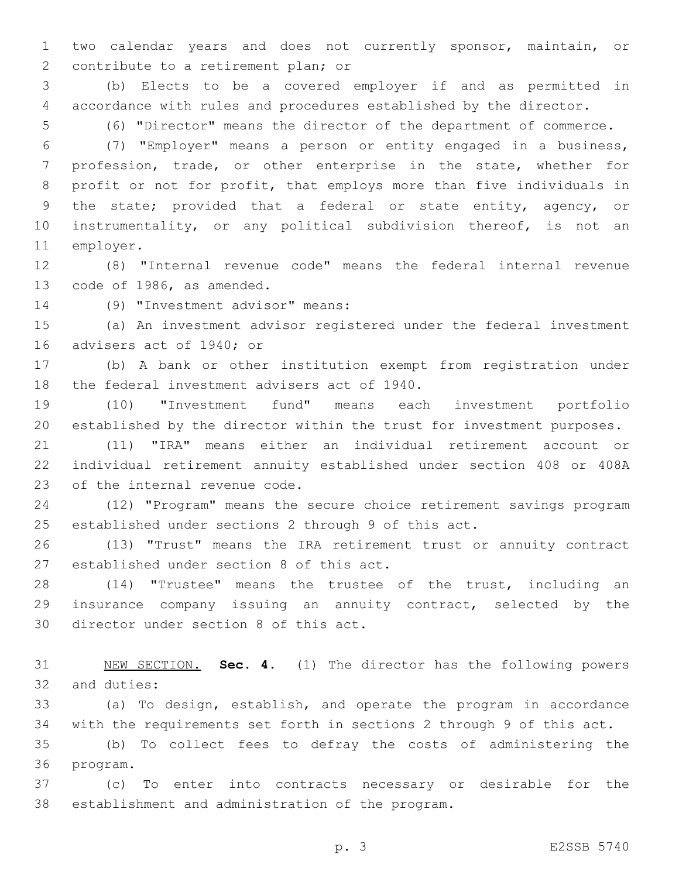two calendar years and does not currently sponsor, maintain, or contribute to a retirement plan; or

(b) Elects to be a covered employer if and as permitted in accordance with rules and procedures established by the director.

(6) "Director" means the director of the department of commerce.

(7) "Employer" means a person or entity engaged in a business, profession, trade, or other enterprise in the state, whether for profit or not for profit, that employs more than five individuals in the state; provided that a federal or state entity, agency, or instrumentality, or any political subdivision thereof, is not an employer.

(8) "Internal revenue code" means the federal internal revenue code of 1986, as amended.

(9) "Investment advisor" means:

(a) An investment advisor registered under the federal investment advisers act of 1940; or

(b) A bank or other institution exempt from registration under the federal investment advisers act of 1940.

(10) "Investment fund" means each investment portfolio established by the director within the trust for investment purposes.

(11) "IRA" means either an individual retirement account or individual retirement annuity established under section 408 or 408A of the internal revenue code.

(12) "Program" means the secure choice retirement savings program established under sections 2 through 9 of this act.

(13) "Trust" means the IRA retirement trust or annuity contract established under section 8 of this act.

(14) "Trustee" means the trustee of the trust, including an insurance company issuing an annuity contract, selected by the director under section 8 of this act.

NEW SECTION. **Sec. 4.** (1) The director has the following powers and duties:

(a) To design, establish, and operate the program in accordance with the requirements set forth in sections 2 through 9 of this act.

(b) To collect fees to defray the costs of administering the program.

(c) To enter into contracts necessary or desirable for the establishment and administration of the program.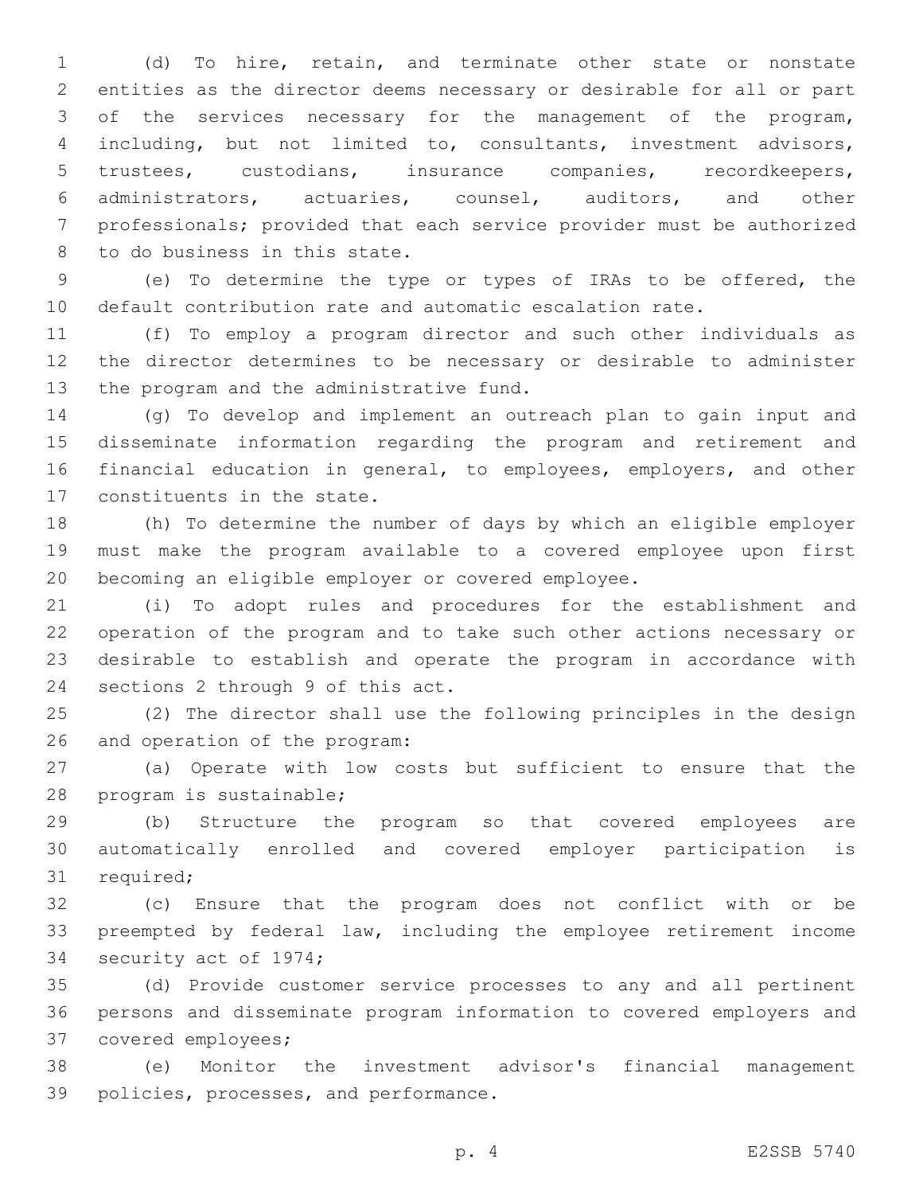(d) To hire, retain, and terminate other state or nonstate entities as the director deems necessary or desirable for all or part of the services necessary for the management of the program, including, but not limited to, consultants, investment advisors, trustees, custodians, insurance companies, recordkeepers, administrators, actuaries, counsel, auditors, and other professionals; provided that each service provider must be authorized to do business in this state.

(e) To determine the type or types of IRAs to be offered, the default contribution rate and automatic escalation rate.

(f) To employ a program director and such other individuals as the director determines to be necessary or desirable to administer the program and the administrative fund.

(g) To develop and implement an outreach plan to gain input and disseminate information regarding the program and retirement and financial education in general, to employees, employers, and other constituents in the state.

(h) To determine the number of days by which an eligible employer must make the program available to a covered employee upon first becoming an eligible employer or covered employee.

(i) To adopt rules and procedures for the establishment and operation of the program and to take such other actions necessary or desirable to establish and operate the program in accordance with sections 2 through 9 of this act.

(2) The director shall use the following principles in the design and operation of the program:

(a) Operate with low costs but sufficient to ensure that the program is sustainable;

(b) Structure the program so that covered employees are automatically enrolled and covered employer participation is required;

(c) Ensure that the program does not conflict with or be preempted by federal law, including the employee retirement income security act of 1974;

(d) Provide customer service processes to any and all pertinent persons and disseminate program information to covered employers and covered employees;

(e) Monitor the investment advisor's financial management policies, processes, and performance.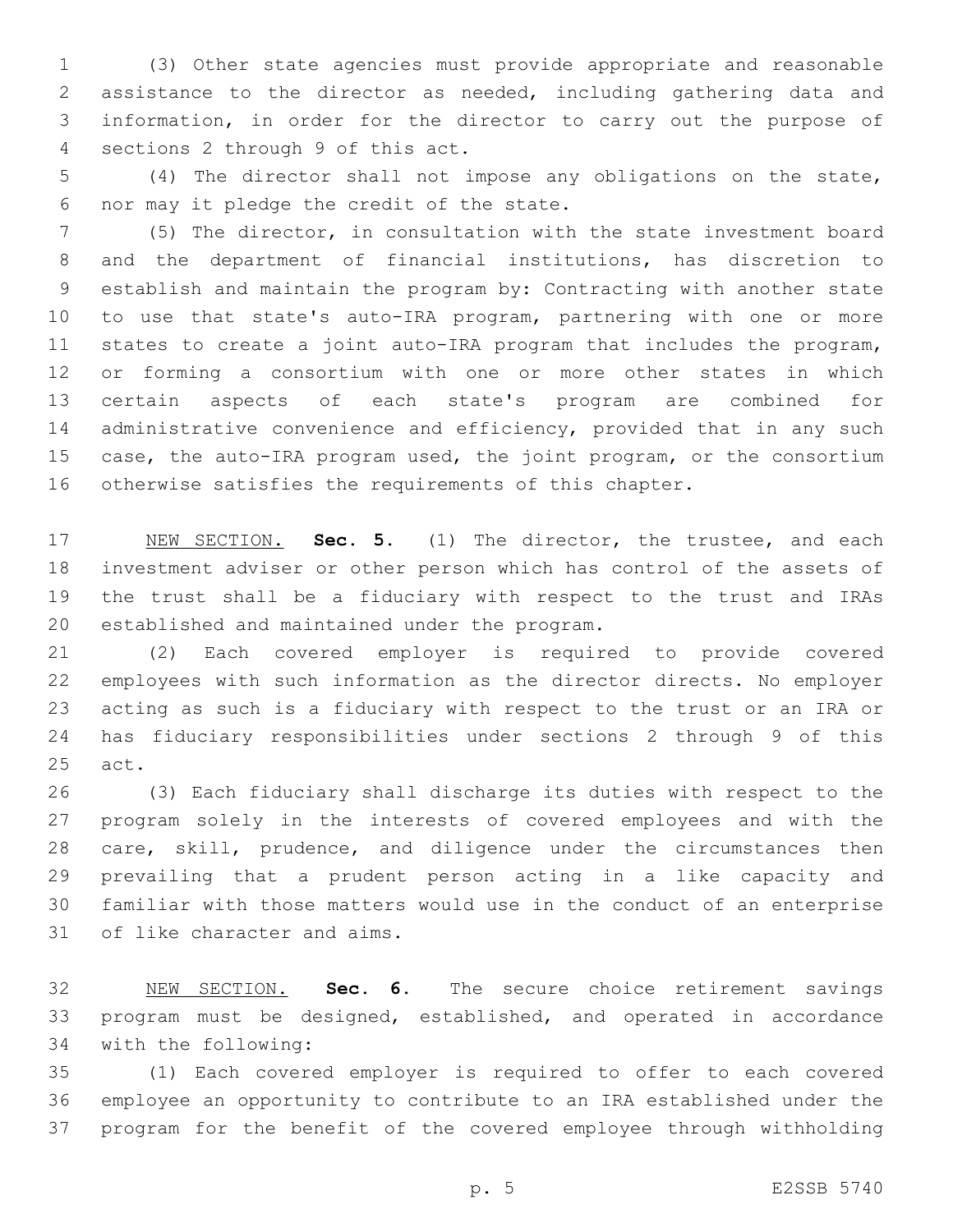(3) Other state agencies must provide appropriate and reasonable assistance to the director as needed, including gathering data and information, in order for the director to carry out the purpose of sections 2 through 9 of this act.

(4) The director shall not impose any obligations on the state, nor may it pledge the credit of the state.

(5) The director, in consultation with the state investment board and the department of financial institutions, has discretion to establish and maintain the program by: Contracting with another state to use that state's auto-IRA program, partnering with one or more states to create a joint auto-IRA program that includes the program, or forming a consortium with one or more other states in which certain aspects of each state's program are combined for administrative convenience and efficiency, provided that in any such case, the auto-IRA program used, the joint program, or the consortium otherwise satisfies the requirements of this chapter.

NEW SECTION. **Sec. 5.** (1) The director, the trustee, and each investment adviser or other person which has control of the assets of the trust shall be a fiduciary with respect to the trust and IRAs established and maintained under the program.

(2) Each covered employer is required to provide covered employees with such information as the director directs. No employer acting as such is a fiduciary with respect to the trust or an IRA or has fiduciary responsibilities under sections 2 through 9 of this act.

(3) Each fiduciary shall discharge its duties with respect to the program solely in the interests of covered employees and with the care, skill, prudence, and diligence under the circumstances then prevailing that a prudent person acting in a like capacity and familiar with those matters would use in the conduct of an enterprise of like character and aims.

NEW SECTION. **Sec. 6.** The secure choice retirement savings program must be designed, established, and operated in accordance with the following:

(1) Each covered employer is required to offer to each covered employee an opportunity to contribute to an IRA established under the program for the benefit of the covered employee through withholding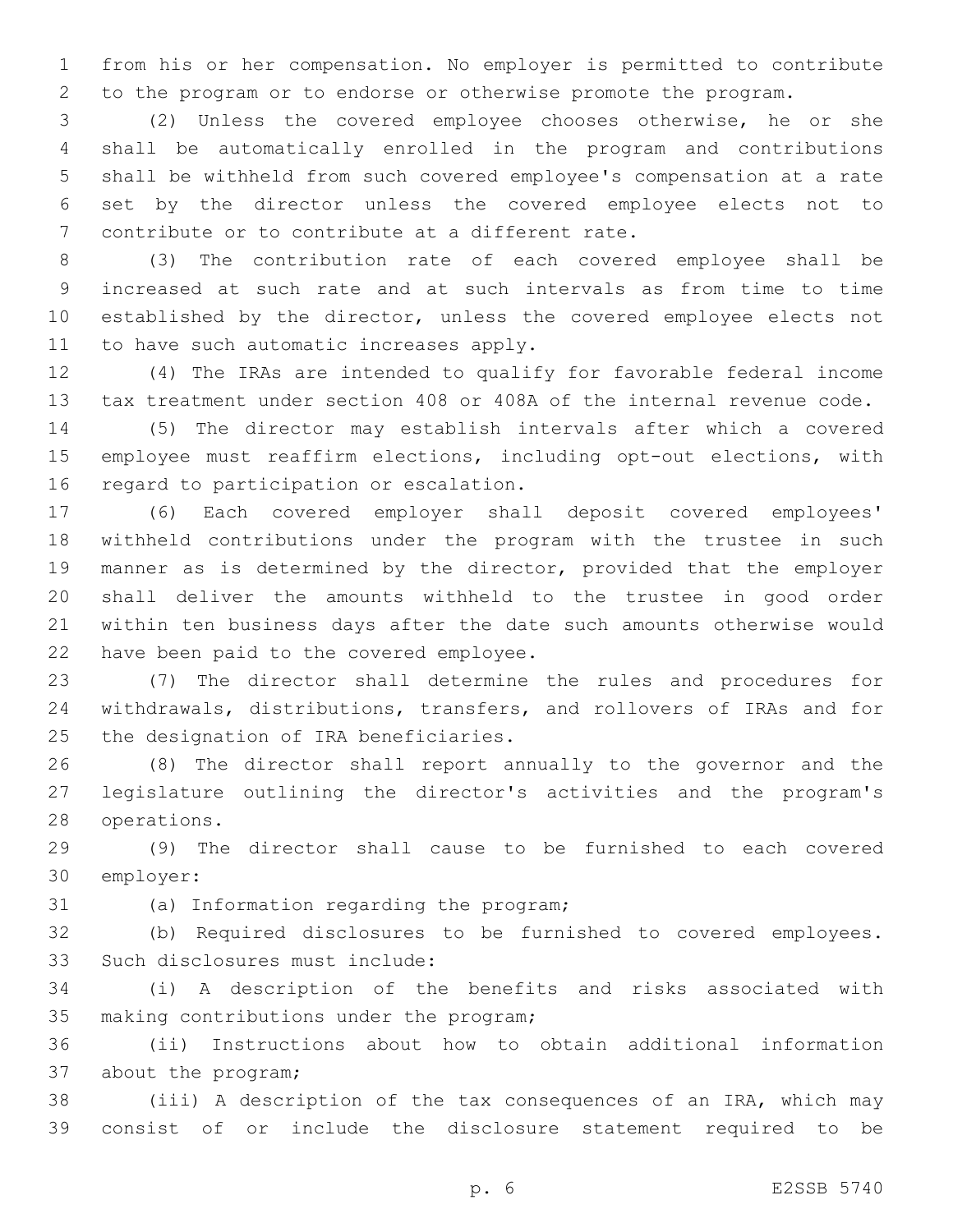from his or her compensation. No employer is permitted to contribute to the program or to endorse or otherwise promote the program.

(2) Unless the covered employee chooses otherwise, he or she shall be automatically enrolled in the program and contributions shall be withheld from such covered employee's compensation at a rate set by the director unless the covered employee elects not to contribute or to contribute at a different rate.

(3) The contribution rate of each covered employee shall be increased at such rate and at such intervals as from time to time established by the director, unless the covered employee elects not to have such automatic increases apply.

(4) The IRAs are intended to qualify for favorable federal income tax treatment under section 408 or 408A of the internal revenue code.

(5) The director may establish intervals after which a covered employee must reaffirm elections, including opt-out elections, with regard to participation or escalation.

(6) Each covered employer shall deposit covered employees' withheld contributions under the program with the trustee in such manner as is determined by the director, provided that the employer shall deliver the amounts withheld to the trustee in good order within ten business days after the date such amounts otherwise would have been paid to the covered employee.

(7) The director shall determine the rules and procedures for withdrawals, distributions, transfers, and rollovers of IRAs and for the designation of IRA beneficiaries.

(8) The director shall report annually to the governor and the legislature outlining the director's activities and the program's operations.

(9) The director shall cause to be furnished to each covered employer:

(a) Information regarding the program;

(b) Required disclosures to be furnished to covered employees. Such disclosures must include:

(i) A description of the benefits and risks associated with making contributions under the program;

(ii) Instructions about how to obtain additional information about the program;

(iii) A description of the tax consequences of an IRA, which may consist of or include the disclosure statement required to be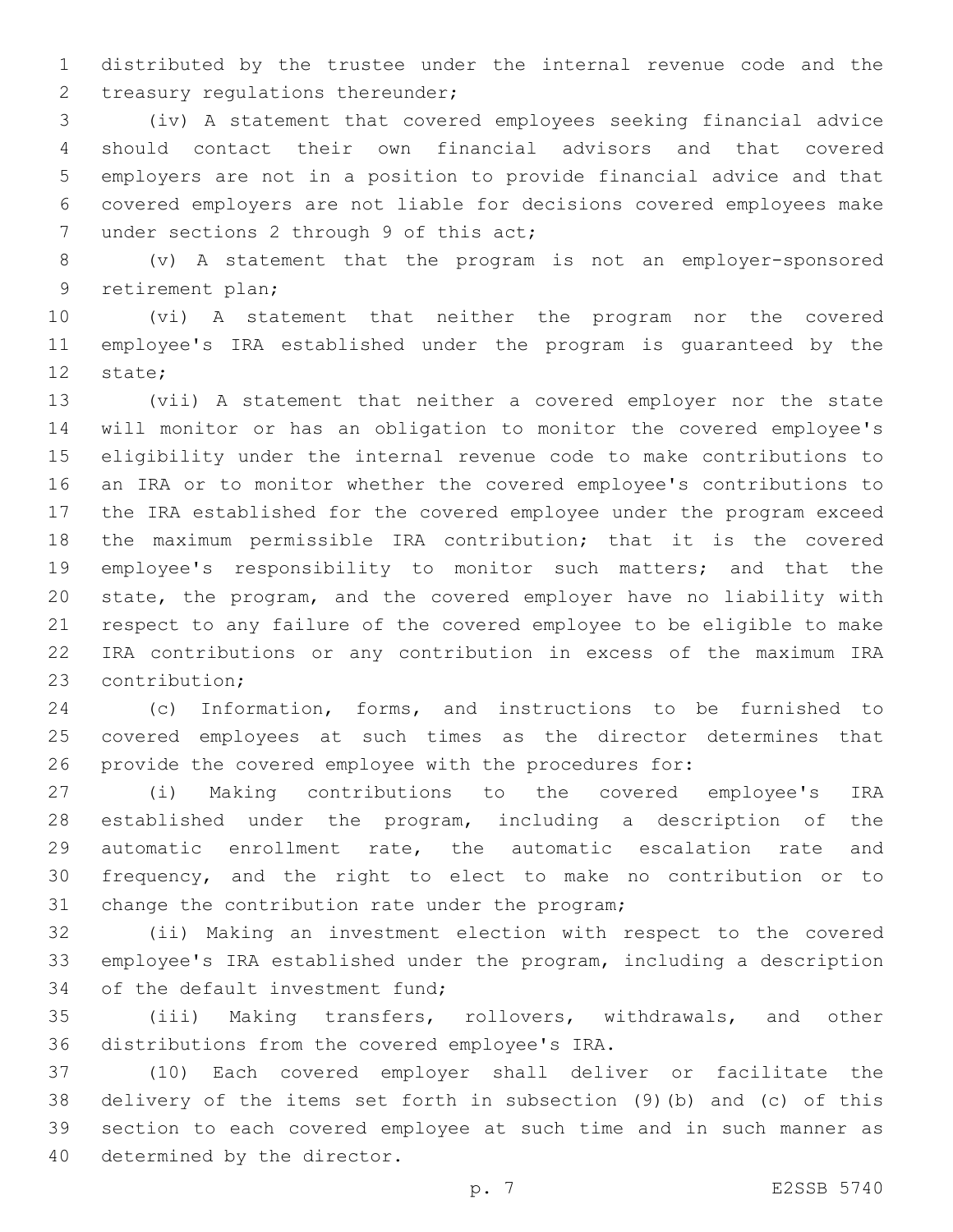distributed by the trustee under the internal revenue code and the treasury regulations thereunder;

(iv) A statement that covered employees seeking financial advice should contact their own financial advisors and that covered employers are not in a position to provide financial advice and that covered employers are not liable for decisions covered employees make under sections 2 through 9 of this act;

(v) A statement that the program is not an employer-sponsored retirement plan;

(vi) A statement that neither the program nor the covered employee's IRA established under the program is guaranteed by the state;

(vii) A statement that neither a covered employer nor the state will monitor or has an obligation to monitor the covered employee's eligibility under the internal revenue code to make contributions to an IRA or to monitor whether the covered employee's contributions to the IRA established for the covered employee under the program exceed the maximum permissible IRA contribution; that it is the covered employee's responsibility to monitor such matters; and that the state, the program, and the covered employer have no liability with respect to any failure of the covered employee to be eligible to make IRA contributions or any contribution in excess of the maximum IRA contribution;

(c) Information, forms, and instructions to be furnished to covered employees at such times as the director determines that provide the covered employee with the procedures for:

(i) Making contributions to the covered employee's IRA established under the program, including a description of the automatic enrollment rate, the automatic escalation rate and frequency, and the right to elect to make no contribution or to change the contribution rate under the program;

(ii) Making an investment election with respect to the covered employee's IRA established under the program, including a description of the default investment fund;

(iii) Making transfers, rollovers, withdrawals, and other distributions from the covered employee's IRA.

(10) Each covered employer shall deliver or facilitate the delivery of the items set forth in subsection (9)(b) and (c) of this section to each covered employee at such time and in such manner as determined by the director.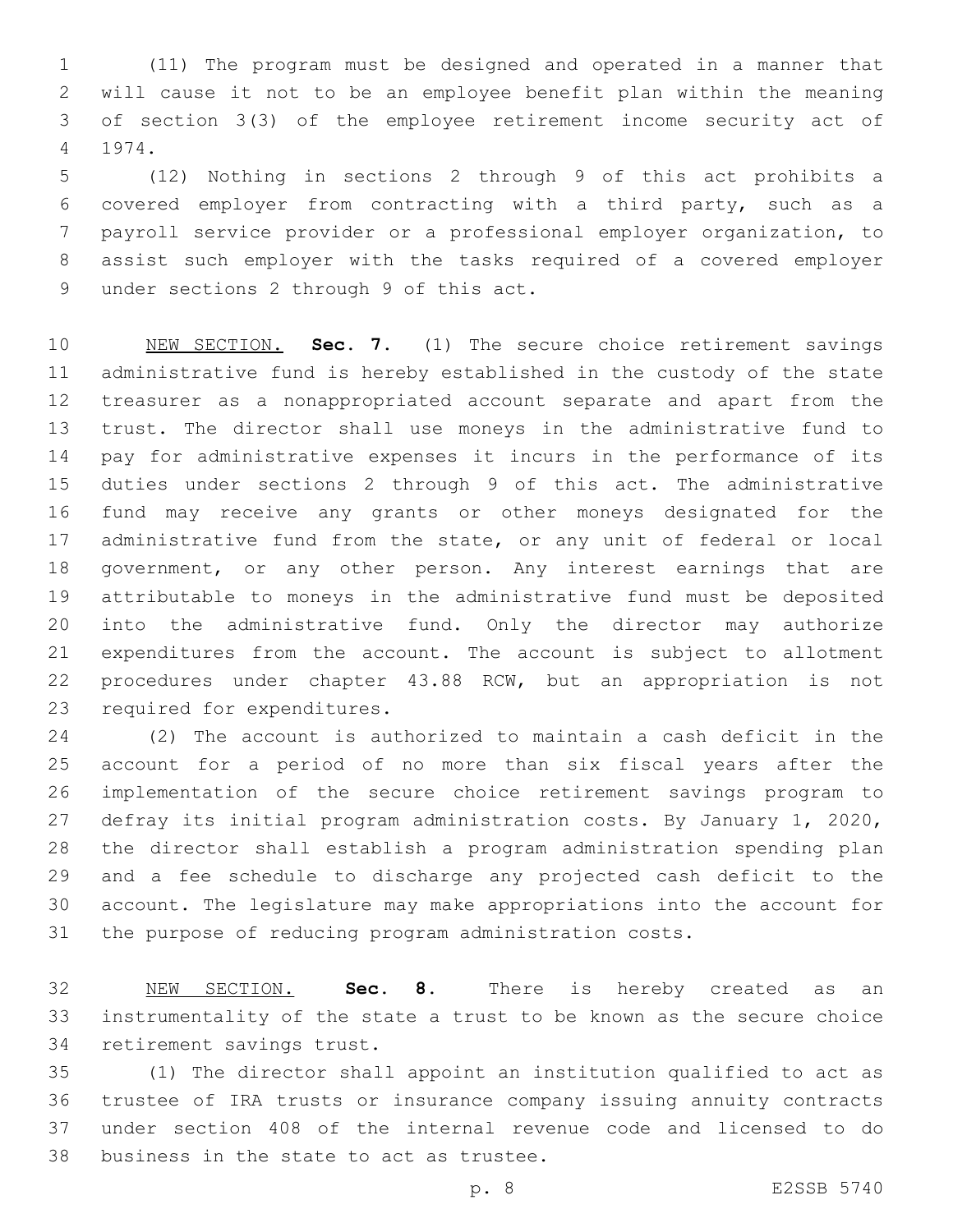(11) The program must be designed and operated in a manner that will cause it not to be an employee benefit plan within the meaning of section 3(3) of the employee retirement income security act of 1974.

(12) Nothing in sections 2 through 9 of this act prohibits a covered employer from contracting with a third party, such as a payroll service provider or a professional employer organization, to assist such employer with the tasks required of a covered employer under sections 2 through 9 of this act.

NEW SECTION. **Sec. 7.** (1) The secure choice retirement savings administrative fund is hereby established in the custody of the state treasurer as a nonappropriated account separate and apart from the trust. The director shall use moneys in the administrative fund to pay for administrative expenses it incurs in the performance of its duties under sections 2 through 9 of this act. The administrative fund may receive any grants or other moneys designated for the administrative fund from the state, or any unit of federal or local government, or any other person. Any interest earnings that are attributable to moneys in the administrative fund must be deposited into the administrative fund. Only the director may authorize expenditures from the account. The account is subject to allotment procedures under chapter 43.88 RCW, but an appropriation is not required for expenditures.

(2) The account is authorized to maintain a cash deficit in the account for a period of no more than six fiscal years after the implementation of the secure choice retirement savings program to defray its initial program administration costs. By January 1, 2020, the director shall establish a program administration spending plan and a fee schedule to discharge any projected cash deficit to the account. The legislature may make appropriations into the account for the purpose of reducing program administration costs.

NEW SECTION. **Sec. 8.** There is hereby created as an instrumentality of the state a trust to be known as the secure choice retirement savings trust.

(1) The director shall appoint an institution qualified to act as trustee of IRA trusts or insurance company issuing annuity contracts under section 408 of the internal revenue code and licensed to do business in the state to act as trustee.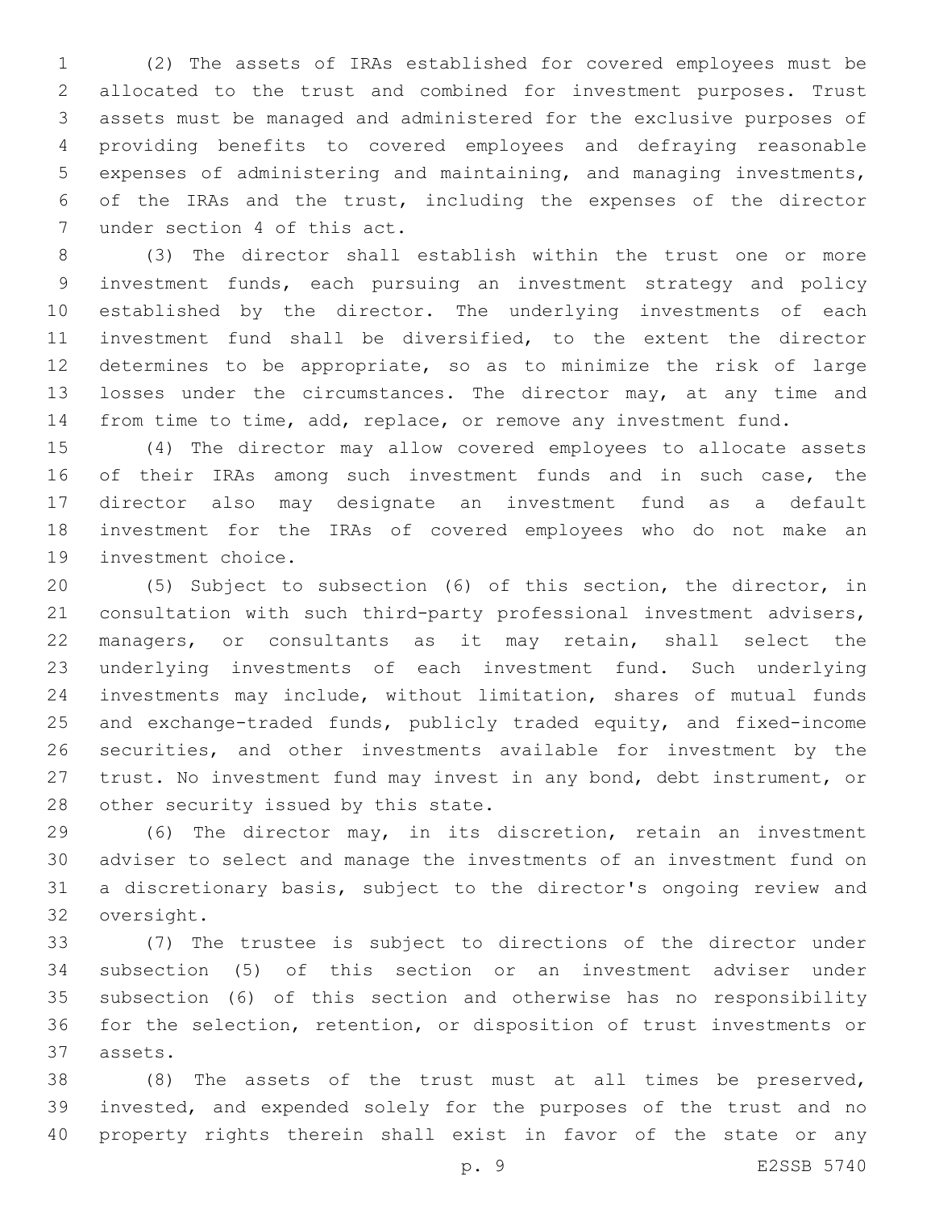(2) The assets of IRAs established for covered employees must be allocated to the trust and combined for investment purposes. Trust assets must be managed and administered for the exclusive purposes of providing benefits to covered employees and defraying reasonable expenses of administering and maintaining, and managing investments, of the IRAs and the trust, including the expenses of the director under section 4 of this act.

(3) The director shall establish within the trust one or more investment funds, each pursuing an investment strategy and policy established by the director. The underlying investments of each investment fund shall be diversified, to the extent the director determines to be appropriate, so as to minimize the risk of large losses under the circumstances. The director may, at any time and from time to time, add, replace, or remove any investment fund.

(4) The director may allow covered employees to allocate assets of their IRAs among such investment funds and in such case, the director also may designate an investment fund as a default investment for the IRAs of covered employees who do not make an investment choice.

(5) Subject to subsection (6) of this section, the director, in consultation with such third-party professional investment advisers, managers, or consultants as it may retain, shall select the underlying investments of each investment fund. Such underlying investments may include, without limitation, shares of mutual funds and exchange-traded funds, publicly traded equity, and fixed-income securities, and other investments available for investment by the trust. No investment fund may invest in any bond, debt instrument, or other security issued by this state.

(6) The director may, in its discretion, retain an investment adviser to select and manage the investments of an investment fund on a discretionary basis, subject to the director's ongoing review and oversight.

(7) The trustee is subject to directions of the director under subsection (5) of this section or an investment adviser under subsection (6) of this section and otherwise has no responsibility for the selection, retention, or disposition of trust investments or assets.

(8) The assets of the trust must at all times be preserved, invested, and expended solely for the purposes of the trust and no property rights therein shall exist in favor of the state or any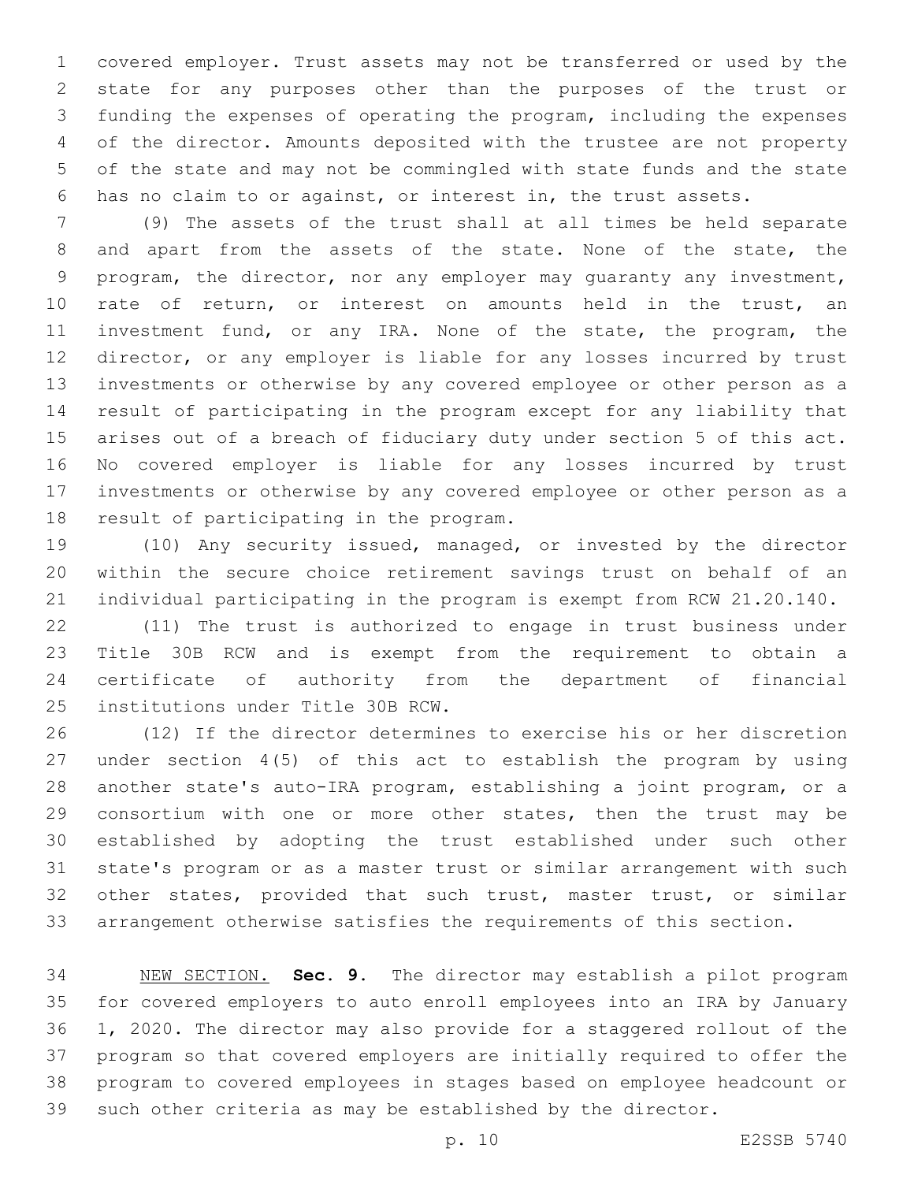covered employer. Trust assets may not be transferred or used by the state for any purposes other than the purposes of the trust or funding the expenses of operating the program, including the expenses of the director. Amounts deposited with the trustee are not property of the state and may not be commingled with state funds and the state has no claim to or against, or interest in, the trust assets.

(9) The assets of the trust shall at all times be held separate and apart from the assets of the state. None of the state, the program, the director, nor any employer may guaranty any investment, rate of return, or interest on amounts held in the trust, an investment fund, or any IRA. None of the state, the program, the director, or any employer is liable for any losses incurred by trust investments or otherwise by any covered employee or other person as a result of participating in the program except for any liability that arises out of a breach of fiduciary duty under section 5 of this act. No covered employer is liable for any losses incurred by trust investments or otherwise by any covered employee or other person as a result of participating in the program.

(10) Any security issued, managed, or invested by the director within the secure choice retirement savings trust on behalf of an individual participating in the program is exempt from RCW 21.20.140.

(11) The trust is authorized to engage in trust business under Title 30B RCW and is exempt from the requirement to obtain a certificate of authority from the department of financial institutions under Title 30B RCW.

(12) If the director determines to exercise his or her discretion under section 4(5) of this act to establish the program by using another state's auto-IRA program, establishing a joint program, or a consortium with one or more other states, then the trust may be established by adopting the trust established under such other state's program or as a master trust or similar arrangement with such other states, provided that such trust, master trust, or similar arrangement otherwise satisfies the requirements of this section.

NEW SECTION. **Sec. 9.** The director may establish a pilot program for covered employers to auto enroll employees into an IRA by January 1, 2020. The director may also provide for a staggered rollout of the program so that covered employers are initially required to offer the program to covered employees in stages based on employee headcount or such other criteria as may be established by the director.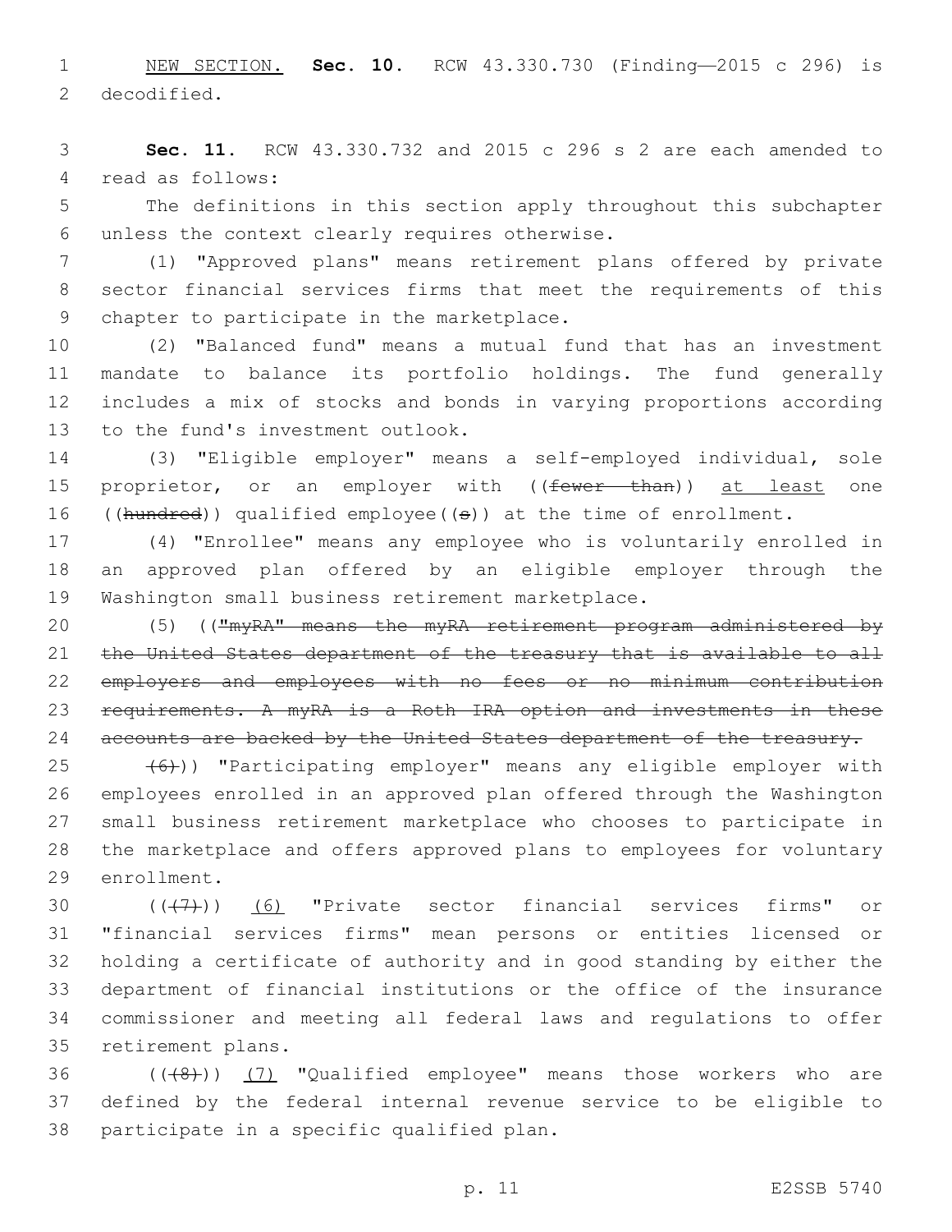NEW SECTION. **Sec. 10.** RCW 43.330.730 (Finding—2015 c 296) is decodified.

**Sec. 11.** RCW 43.330.732 and 2015 c 296 s 2 are each amended to read as follows:

The definitions in this section apply throughout this subchapter unless the context clearly requires otherwise.

(1) "Approved plans" means retirement plans offered by private sector financial services firms that meet the requirements of this chapter to participate in the marketplace.

(2) "Balanced fund" means a mutual fund that has an investment mandate to balance its portfolio holdings. The fund generally includes a mix of stocks and bonds in varying proportions according to the fund's investment outlook.

(3) "Eligible employer" means a self-employed individual, sole proprietor, or an employer with ((~~fewer than~~)) at least one ((~~hundred~~)) qualified employee((~~s~~)) at the time of enrollment.

(4) "Enrollee" means any employee who is voluntarily enrolled in an approved plan offered by an eligible employer through the Washington small business retirement marketplace.

(5) ((~~"myRA" means the myRA retirement program administered by the United States department of the treasury that is available to all employers and employees with no fees or no minimum contribution requirements. A myRA is a Roth IRA option and investments in these accounts are backed by the United States department of the treasury.~~

~~(6)~~)) "Participating employer" means any eligible employer with employees enrolled in an approved plan offered through the Washington small business retirement marketplace who chooses to participate in the marketplace and offers approved plans to employees for voluntary enrollment.

((~~(7)~~)) (6) "Private sector financial services firms" or "financial services firms" mean persons or entities licensed or holding a certificate of authority and in good standing by either the department of financial institutions or the office of the insurance commissioner and meeting all federal laws and regulations to offer retirement plans.

((~~(8)~~)) (7) "Qualified employee" means those workers who are defined by the federal internal revenue service to be eligible to participate in a specific qualified plan.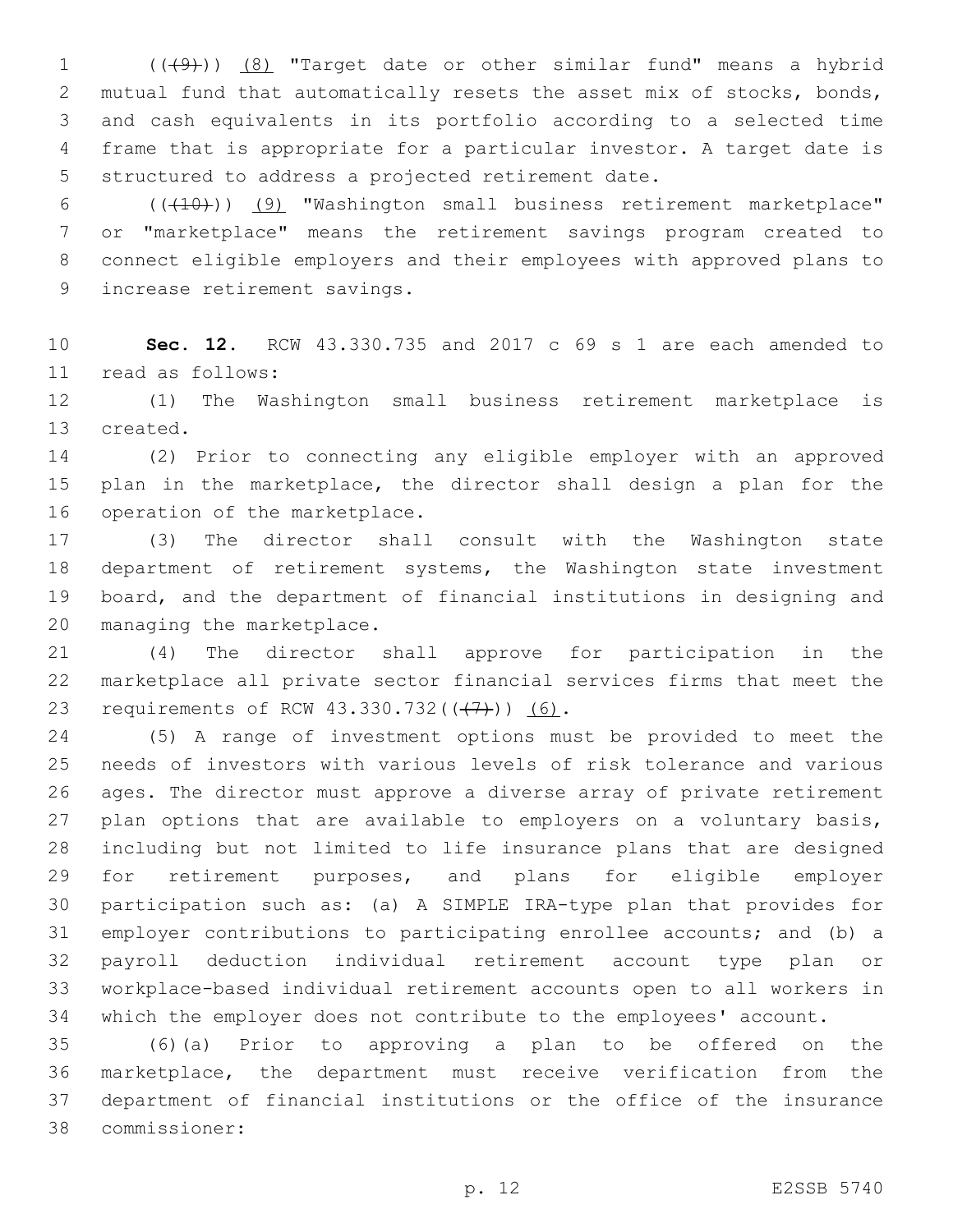(((9))) (8) "Target date or other similar fund" means a hybrid mutual fund that automatically resets the asset mix of stocks, bonds, and cash equivalents in its portfolio according to a selected time frame that is appropriate for a particular investor. A target date is structured to address a projected retirement date.

(((10))) (9) "Washington small business retirement marketplace" or "marketplace" means the retirement savings program created to connect eligible employers and their employees with approved plans to increase retirement savings.

**Sec. 12.** RCW 43.330.735 and 2017 c 69 s 1 are each amended to read as follows:

(1) The Washington small business retirement marketplace is created.

(2) Prior to connecting any eligible employer with an approved plan in the marketplace, the director shall design a plan for the operation of the marketplace.

(3) The director shall consult with the Washington state department of retirement systems, the Washington state investment board, and the department of financial institutions in designing and managing the marketplace.

(4) The director shall approve for participation in the marketplace all private sector financial services firms that meet the requirements of RCW 43.330.732(((7))) (6).

(5) A range of investment options must be provided to meet the needs of investors with various levels of risk tolerance and various ages. The director must approve a diverse array of private retirement plan options that are available to employers on a voluntary basis, including but not limited to life insurance plans that are designed for retirement purposes, and plans for eligible employer participation such as: (a) A SIMPLE IRA-type plan that provides for employer contributions to participating enrollee accounts; and (b) a payroll deduction individual retirement account type plan or workplace-based individual retirement accounts open to all workers in which the employer does not contribute to the employees' account.

(6)(a) Prior to approving a plan to be offered on the marketplace, the department must receive verification from the department of financial institutions or the office of the insurance commissioner: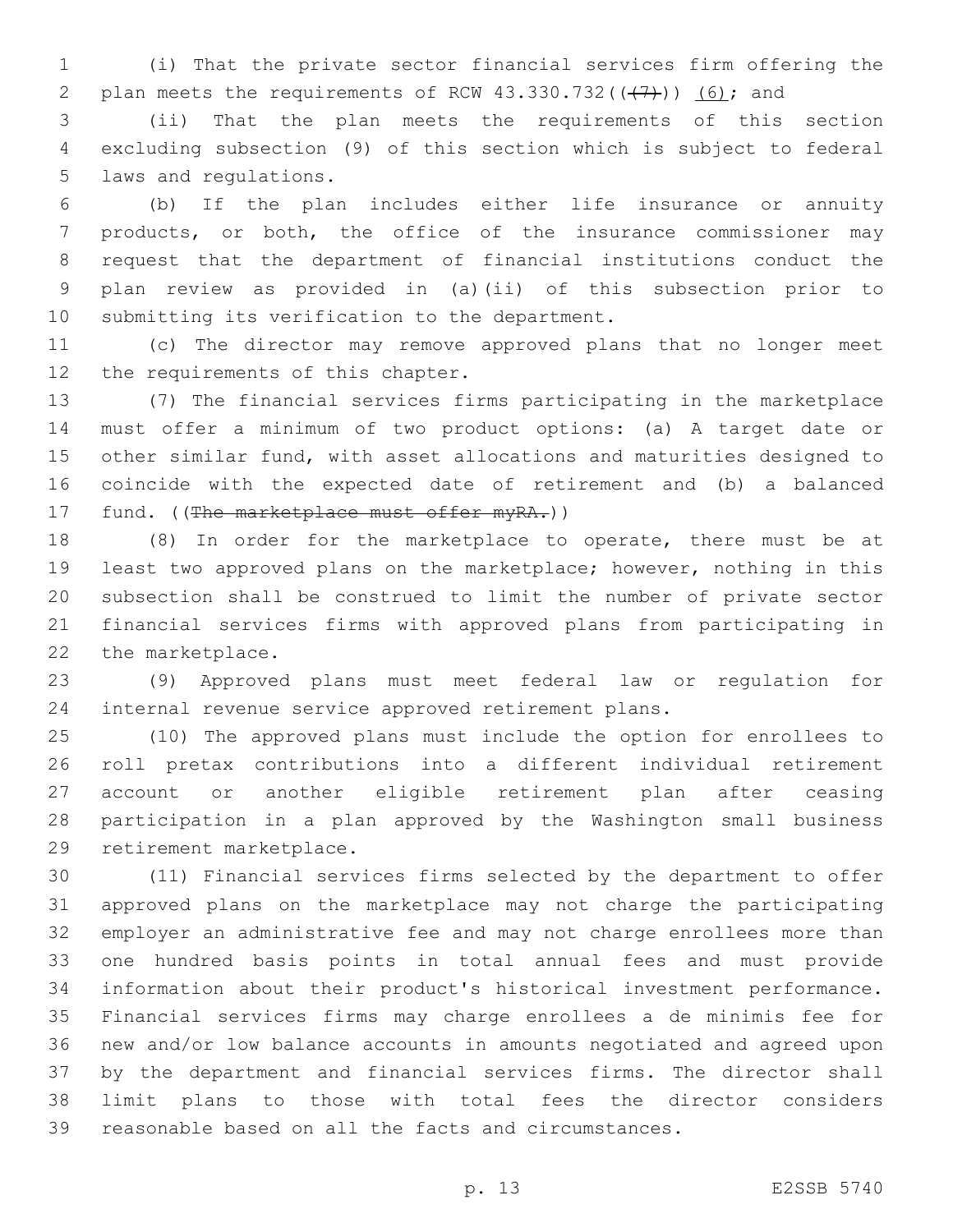(i) That the private sector financial services firm offering the plan meets the requirements of RCW 43.330.732((~~(7)~~)) (6); and

(ii) That the plan meets the requirements of this section excluding subsection (9) of this section which is subject to federal laws and regulations.

(b) If the plan includes either life insurance or annuity products, or both, the office of the insurance commissioner may request that the department of financial institutions conduct the plan review as provided in (a)(ii) of this subsection prior to submitting its verification to the department.

(c) The director may remove approved plans that no longer meet the requirements of this chapter.

(7) The financial services firms participating in the marketplace must offer a minimum of two product options: (a) A target date or other similar fund, with asset allocations and maturities designed to coincide with the expected date of retirement and (b) a balanced fund. ((~~The marketplace must offer myRA.~~))

(8) In order for the marketplace to operate, there must be at least two approved plans on the marketplace; however, nothing in this subsection shall be construed to limit the number of private sector financial services firms with approved plans from participating in the marketplace.

(9) Approved plans must meet federal law or regulation for internal revenue service approved retirement plans.

(10) The approved plans must include the option for enrollees to roll pretax contributions into a different individual retirement account or another eligible retirement plan after ceasing participation in a plan approved by the Washington small business retirement marketplace.

(11) Financial services firms selected by the department to offer approved plans on the marketplace may not charge the participating employer an administrative fee and may not charge enrollees more than one hundred basis points in total annual fees and must provide information about their product's historical investment performance. Financial services firms may charge enrollees a de minimis fee for new and/or low balance accounts in amounts negotiated and agreed upon by the department and financial services firms. The director shall limit plans to those with total fees the director considers reasonable based on all the facts and circumstances.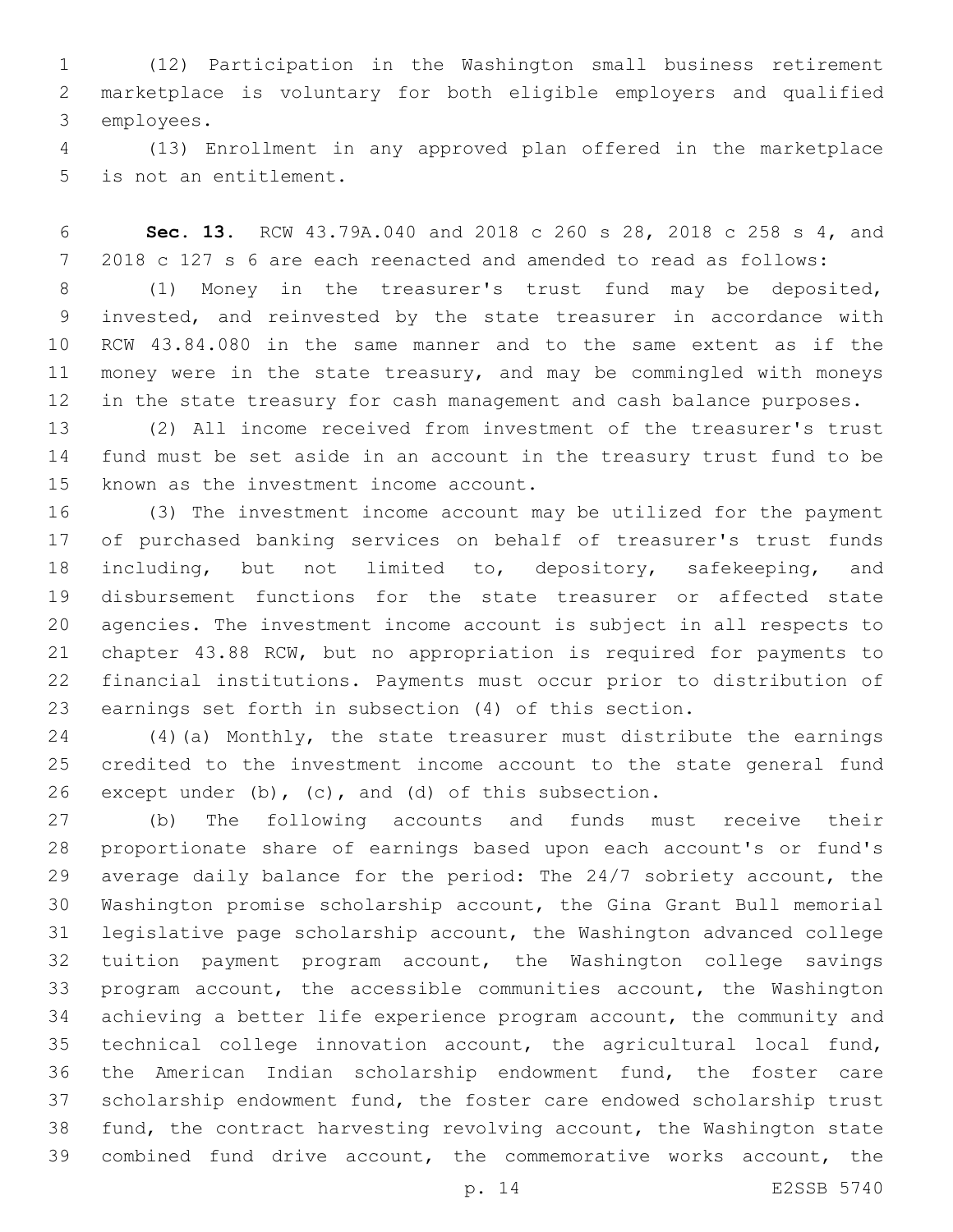(12) Participation in the Washington small business retirement marketplace is voluntary for both eligible employers and qualified employees.

(13) Enrollment in any approved plan offered in the marketplace is not an entitlement.

**Sec. 13.** RCW 43.79A.040 and 2018 c 260 s 28, 2018 c 258 s 4, and 2018 c 127 s 6 are each reenacted and amended to read as follows:

(1) Money in the treasurer's trust fund may be deposited, invested, and reinvested by the state treasurer in accordance with RCW 43.84.080 in the same manner and to the same extent as if the money were in the state treasury, and may be commingled with moneys in the state treasury for cash management and cash balance purposes.

(2) All income received from investment of the treasurer's trust fund must be set aside in an account in the treasury trust fund to be known as the investment income account.

(3) The investment income account may be utilized for the payment of purchased banking services on behalf of treasurer's trust funds including, but not limited to, depository, safekeeping, and disbursement functions for the state treasurer or affected state agencies. The investment income account is subject in all respects to chapter 43.88 RCW, but no appropriation is required for payments to financial institutions. Payments must occur prior to distribution of earnings set forth in subsection (4) of this section.

(4)(a) Monthly, the state treasurer must distribute the earnings credited to the investment income account to the state general fund except under (b), (c), and (d) of this subsection.

(b) The following accounts and funds must receive their proportionate share of earnings based upon each account's or fund's average daily balance for the period: The 24/7 sobriety account, the Washington promise scholarship account, the Gina Grant Bull memorial legislative page scholarship account, the Washington advanced college tuition payment program account, the Washington college savings program account, the accessible communities account, the Washington achieving a better life experience program account, the community and technical college innovation account, the agricultural local fund, the American Indian scholarship endowment fund, the foster care scholarship endowment fund, the foster care endowed scholarship trust fund, the contract harvesting revolving account, the Washington state combined fund drive account, the commemorative works account, the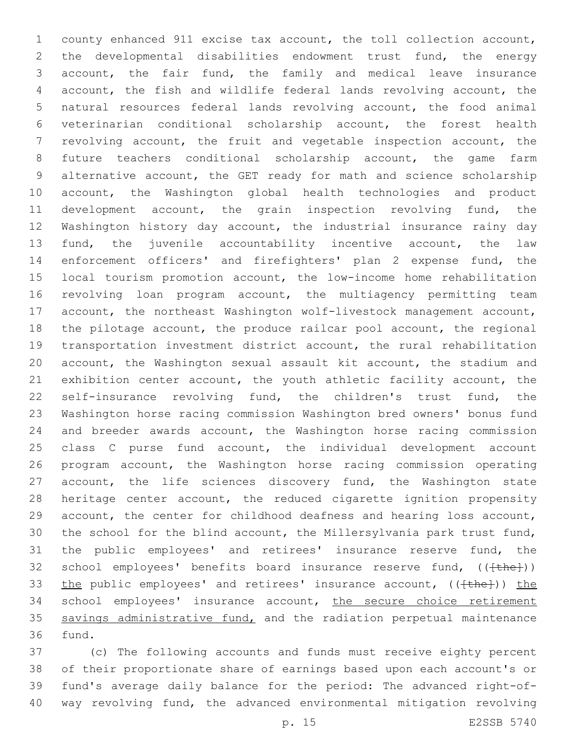county enhanced 911 excise tax account, the toll collection account, the developmental disabilities endowment trust fund, the energy account, the fair fund, the family and medical leave insurance account, the fish and wildlife federal lands revolving account, the natural resources federal lands revolving account, the food animal veterinarian conditional scholarship account, the forest health revolving account, the fruit and vegetable inspection account, the future teachers conditional scholarship account, the game farm alternative account, the GET ready for math and science scholarship account, the Washington global health technologies and product development account, the grain inspection revolving fund, the Washington history day account, the industrial insurance rainy day fund, the juvenile accountability incentive account, the law enforcement officers' and firefighters' plan 2 expense fund, the local tourism promotion account, the low-income home rehabilitation revolving loan program account, the multiagency permitting team account, the northeast Washington wolf-livestock management account, the pilotage account, the produce railcar pool account, the regional transportation investment district account, the rural rehabilitation account, the Washington sexual assault kit account, the stadium and exhibition center account, the youth athletic facility account, the self-insurance revolving fund, the children's trust fund, the Washington horse racing commission Washington bred owners' bonus fund and breeder awards account, the Washington horse racing commission class C purse fund account, the individual development account program account, the Washington horse racing commission operating account, the life sciences discovery fund, the Washington state heritage center account, the reduced cigarette ignition propensity account, the center for childhood deafness and hearing loss account, the school for the blind account, the Millersylvania park trust fund, the public employees' and retirees' insurance reserve fund, the school employees' benefits board insurance reserve fund, ((~~[the]~~)) the public employees' and retirees' insurance account, ((~~[the]~~)) the school employees' insurance account, the secure choice retirement savings administrative fund, and the radiation perpetual maintenance fund.

(c) The following accounts and funds must receive eighty percent of their proportionate share of earnings based upon each account's or fund's average daily balance for the period: The advanced right-of-way revolving fund, the advanced environmental mitigation revolving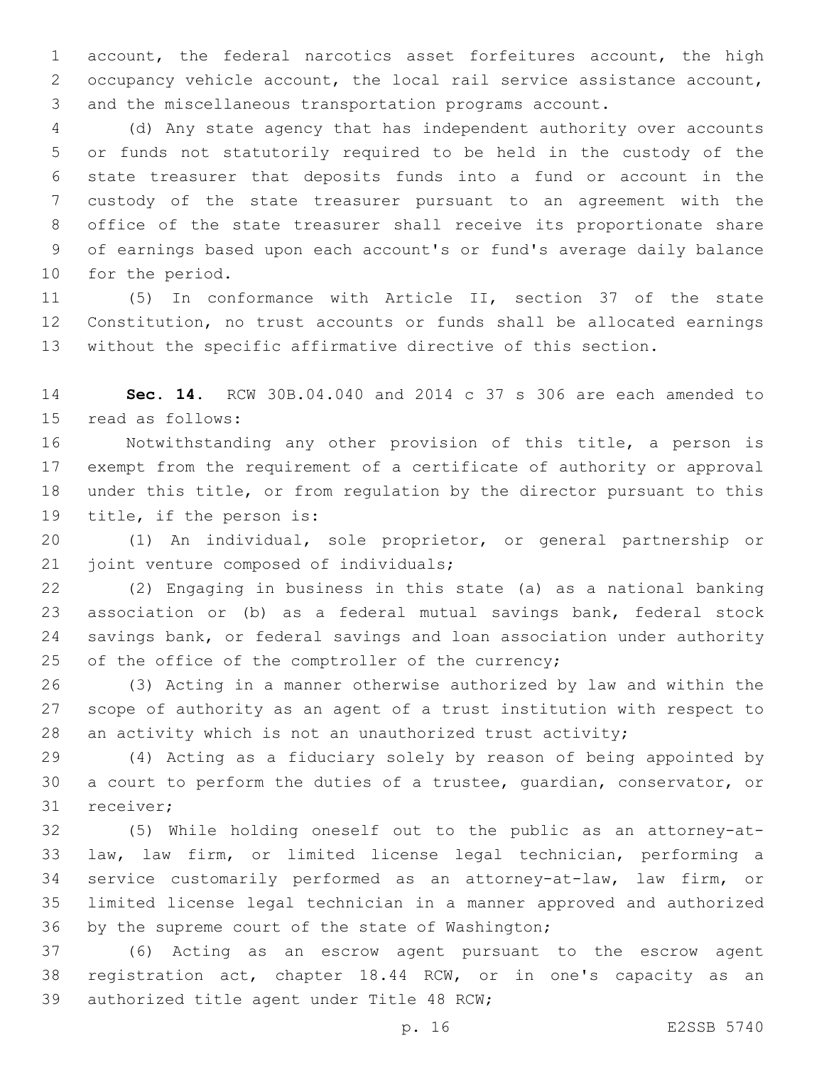account, the federal narcotics asset forfeitures account, the high occupancy vehicle account, the local rail service assistance account, and the miscellaneous transportation programs account.

(d) Any state agency that has independent authority over accounts or funds not statutorily required to be held in the custody of the state treasurer that deposits funds into a fund or account in the custody of the state treasurer pursuant to an agreement with the office of the state treasurer shall receive its proportionate share of earnings based upon each account's or fund's average daily balance for the period.

(5) In conformance with Article II, section 37 of the state Constitution, no trust accounts or funds shall be allocated earnings without the specific affirmative directive of this section.

**Sec. 14.** RCW 30B.04.040 and 2014 c 37 s 306 are each amended to read as follows:

Notwithstanding any other provision of this title, a person is exempt from the requirement of a certificate of authority or approval under this title, or from regulation by the director pursuant to this title, if the person is:

(1) An individual, sole proprietor, or general partnership or joint venture composed of individuals;

(2) Engaging in business in this state (a) as a national banking association or (b) as a federal mutual savings bank, federal stock savings bank, or federal savings and loan association under authority of the office of the comptroller of the currency;

(3) Acting in a manner otherwise authorized by law and within the scope of authority as an agent of a trust institution with respect to an activity which is not an unauthorized trust activity;

(4) Acting as a fiduciary solely by reason of being appointed by a court to perform the duties of a trustee, guardian, conservator, or receiver;

(5) While holding oneself out to the public as an attorney-at-law, law firm, or limited license legal technician, performing a service customarily performed as an attorney-at-law, law firm, or limited license legal technician in a manner approved and authorized by the supreme court of the state of Washington;

(6) Acting as an escrow agent pursuant to the escrow agent registration act, chapter 18.44 RCW, or in one's capacity as an authorized title agent under Title 48 RCW;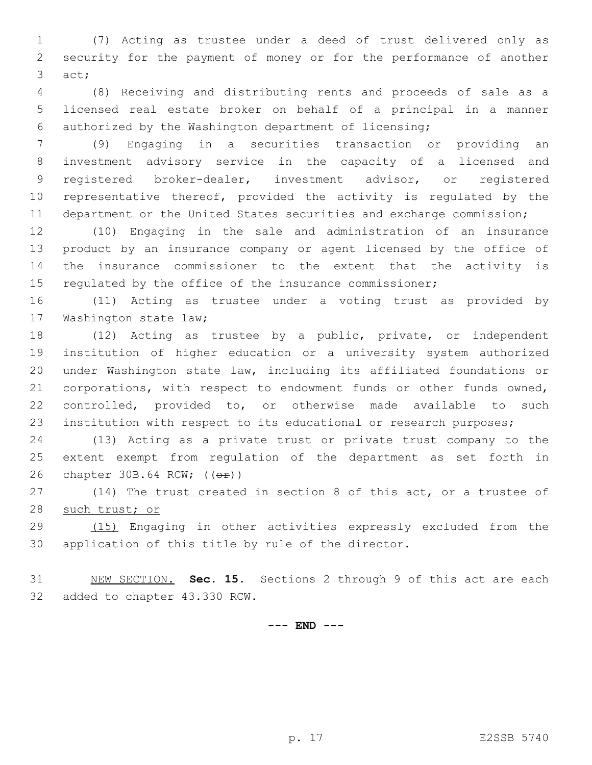(7) Acting as trustee under a deed of trust delivered only as security for the payment of money or for the performance of another act;

(8) Receiving and distributing rents and proceeds of sale as a licensed real estate broker on behalf of a principal in a manner authorized by the Washington department of licensing;

(9) Engaging in a securities transaction or providing an investment advisory service in the capacity of a licensed and registered broker-dealer, investment advisor, or registered representative thereof, provided the activity is regulated by the department or the United States securities and exchange commission;

(10) Engaging in the sale and administration of an insurance product by an insurance company or agent licensed by the office of the insurance commissioner to the extent that the activity is regulated by the office of the insurance commissioner;

(11) Acting as trustee under a voting trust as provided by Washington state law;

(12) Acting as trustee by a public, private, or independent institution of higher education or a university system authorized under Washington state law, including its affiliated foundations or corporations, with respect to endowment funds or other funds owned, controlled, provided to, or otherwise made available to such institution with respect to its educational or research purposes;

(13) Acting as a private trust or private trust company to the extent exempt from regulation of the department as set forth in chapter 30B.64 RCW; ((~~or~~))

(14) <u>The trust created in section 8 of this act, or a trustee of such trust; or</u>

<u>(15)</u> Engaging in other activities expressly excluded from the application of this title by rule of the director.

<u>NEW SECTION.</u> **Sec. 15.** Sections 2 through 9 of this act are each added to chapter 43.330 RCW.

**--- END ---**